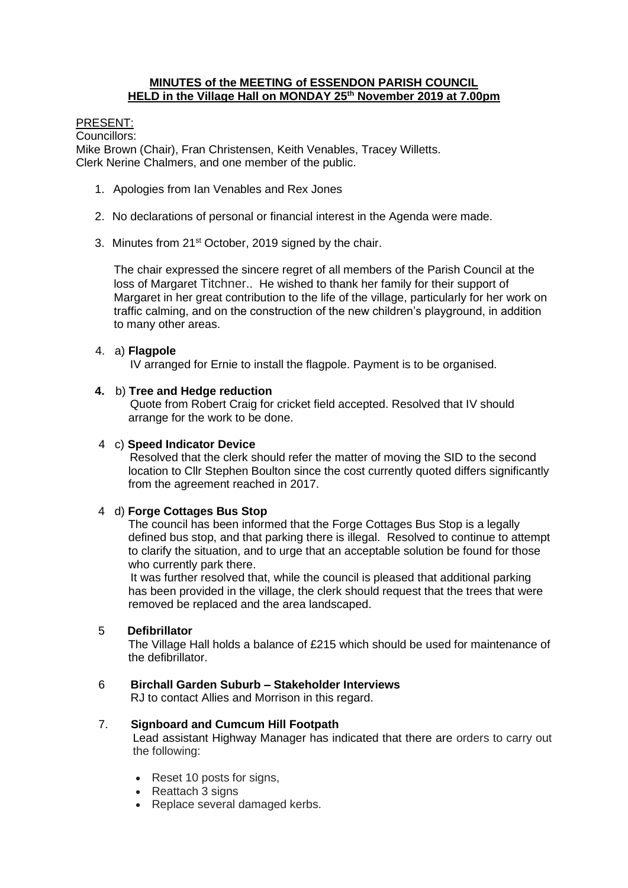# MINUTES of the MEETING of ESSENDON PARISH COUNCIL HELD in the Village Hall on MONDAY 25th November 2019 at 7.00pm

PRESENT:

Councillors:

Mike Brown (Chair), Fran Christensen, Keith Venables, Tracey Willetts.

Clerk Nerine Chalmers, and one member of the public.

1. Apologies from Ian Venables and Rex Jones

2. No declarations of personal or financial interest in the Agenda were made.

3. Minutes from 21st October, 2019 signed by the chair.

   The chair expressed the sincere regret of all members of the Parish Council at the loss of Margaret Titchner.. He wished to thank her family for their support of Margaret in her great contribution to the life of the village, particularly for her work on traffic calming, and on the construction of the new children's playground, in addition to many other areas.

4. a) **Flagpole**

   IV arranged for Ernie to install the flagpole. Payment is to be organised.

**4.** b) **Tree and Hedge reduction**

   Quote from Robert Craig for cricket field accepted. Resolved that IV should arrange for the work to be done.

4 c) **Speed Indicator Device**

   Resolved that the clerk should refer the matter of moving the SID to the second location to Cllr Stephen Boulton since the cost currently quoted differs significantly from the agreement reached in 2017.

4 d) **Forge Cottages Bus Stop**

   The council has been informed that the Forge Cottages Bus Stop is a legally defined bus stop, and that parking there is illegal. Resolved to continue to attempt to clarify the situation, and to urge that an acceptable solution be found for those who currently park there.

   It was further resolved that, while the council is pleased that additional parking has been provided in the village, the clerk should request that the trees that were removed be replaced and the area landscaped.

5 **Defibrillator**

   The Village Hall holds a balance of £215 which should be used for maintenance of the defibrillator.

6 **Birchall Garden Suburb – Stakeholder Interviews**

   RJ to contact Allies and Morrison in this regard.

7. **Signboard and Cumcum Hill Footpath**

   Lead assistant Highway Manager has indicated that there are orders to carry out the following:

   - Reset 10 posts for signs,
   - Reattach 3 signs
   - Replace several damaged kerbs.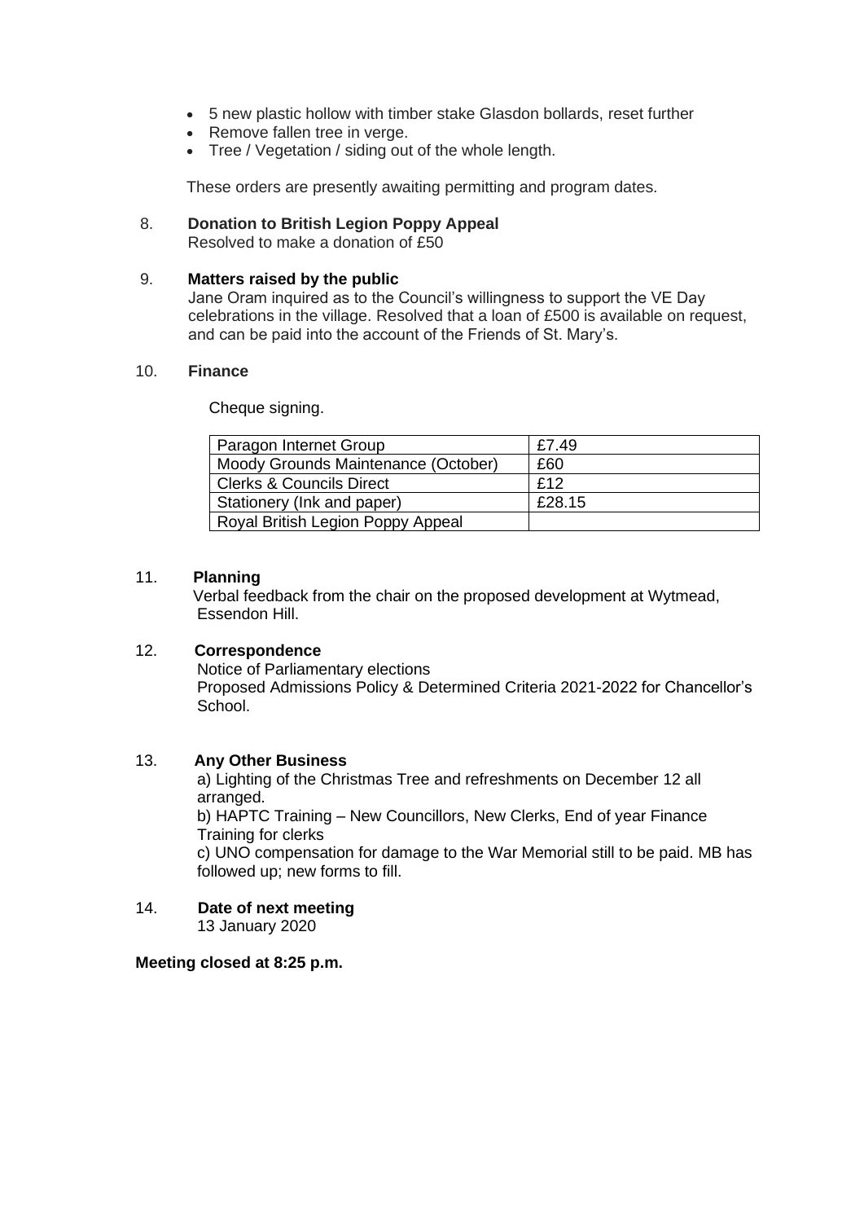- 5 new plastic hollow with timber stake Glasdon bollards, reset further
- Remove fallen tree in verge.
- Tree / Vegetation / siding out of the whole length.

These orders are presently awaiting permitting and program dates.

8. **Donation to British Legion Poppy Appeal**
   Resolved to make a donation of £50

9. **Matters raised by the public**
   Jane Oram inquired as to the Council's willingness to support the VE Day celebrations in the village. Resolved that a loan of £500 is available on request, and can be paid into the account of the Friends of St. Mary's.

10. **Finance**

    Cheque signing.

| | |
|---|---|
| Paragon Internet Group | £7.49 |
| Moody Grounds Maintenance (October) | £60 |
| Clerks & Councils Direct | £12 |
| Stationery (Ink and paper) | £28.15 |
| Royal British Legion Poppy Appeal | |

11. **Planning**
    Verbal feedback from the chair on the proposed development at Wytmead, Essendon Hill.

12. **Correspondence**
    Notice of Parliamentary elections
    Proposed Admissions Policy & Determined Criteria 2021-2022 for Chancellor's School.

13. **Any Other Business**
    a) Lighting of the Christmas Tree and refreshments on December 12 all arranged.
    b) HAPTC Training – New Councillors, New Clerks, End of year Finance Training for clerks
    c) UNO compensation for damage to the War Memorial still to be paid. MB has followed up; new forms to fill.

14. **Date of next meeting**
    13 January 2020

**Meeting closed at 8:25 p.m.**